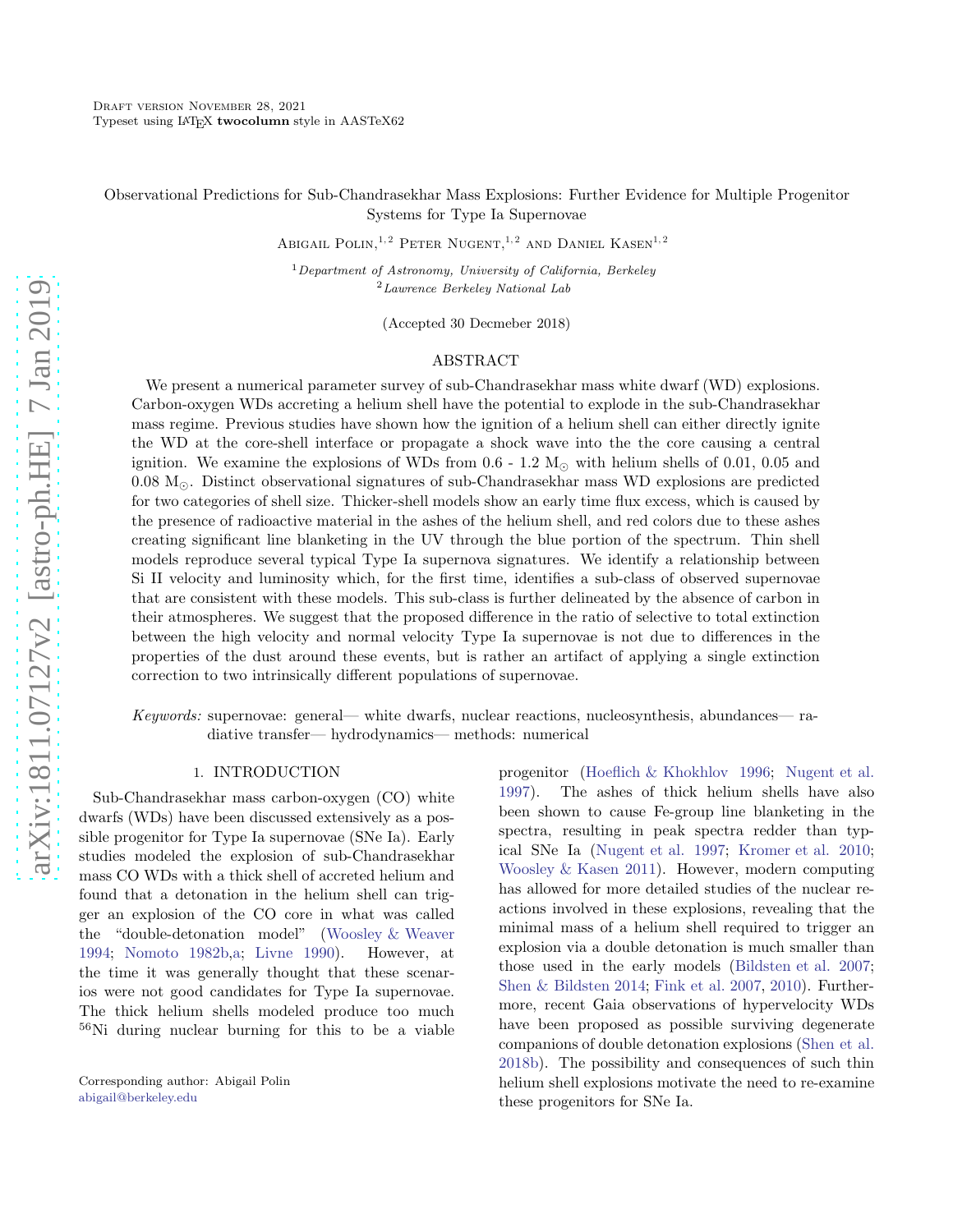Draft version November 28, 2021
Typeset using LaTeX **twocolumn** style in AASTeX62

# Observational Predictions for Sub-Chandrasekhar Mass Explosions: Further Evidence for Multiple Progenitor Systems for Type Ia Supernovae

Abigail Polin,[1,2] Peter Nugent,[1,2] and Daniel Kasen[1,2]

[1] *Department of Astronomy, University of California, Berkeley*
[2] *Lawrence Berkeley National Lab*

(Accepted 30 Decmeber 2018)

## ABSTRACT

We present a numerical parameter survey of sub-Chandrasekhar mass white dwarf (WD) explosions. Carbon-oxygen WDs accreting a helium shell have the potential to explode in the sub-Chandrasekhar mass regime. Previous studies have shown how the ignition of a helium shell can either directly ignite the WD at the core-shell interface or propagate a shock wave into the the core causing a central ignition. We examine the explosions of WDs from 0.6 - 1.2 $M_{\odot}$ with helium shells of 0.01, 0.05 and 0.08 $M_{\odot}$. Distinct observational signatures of sub-Chandrasekhar mass WD explosions are predicted for two categories of shell size. Thicker-shell models show an early time flux excess, which is caused by the presence of radioactive material in the ashes of the helium shell, and red colors due to these ashes creating significant line blanketing in the UV through the blue portion of the spectrum. Thin shell models reproduce several typical Type Ia supernova signatures. We identify a relationship between Si II velocity and luminosity which, for the first time, identifies a sub-class of observed supernovae that are consistent with these models. This sub-class is further delineated by the absence of carbon in their atmospheres. We suggest that the proposed difference in the ratio of selective to total extinction between the high velocity and normal velocity Type Ia supernovae is not due to differences in the properties of the dust around these events, but is rather an artifact of applying a single extinction correction to two intrinsically different populations of supernovae.

*Keywords:* supernovae: general— white dwarfs, nuclear reactions, nucleosynthesis, abundances— radiative transfer— hydrodynamics— methods: numerical

## 1. INTRODUCTION

Sub-Chandrasekhar mass carbon-oxygen (CO) white dwarfs (WDs) have been discussed extensively as a possible progenitor for Type Ia supernovae (SNe Ia). Early studies modeled the explosion of sub-Chandrasekhar mass CO WDs with a thick shell of accreted helium and found that a detonation in the helium shell can trigger an explosion of the CO core in what was called the "double-detonation model" (Woosley & Weaver 1994; Nomoto 1982b,a; Livne 1990). However, at the time it was generally thought that these scenarios were not good candidates for Type Ia supernovae. The thick helium shells modeled produce too much $^{56}$Ni during nuclear burning for this to be a viable progenitor (Hoeflich & Khokhlov 1996; Nugent et al. 1997). The ashes of thick helium shells have also been shown to cause Fe-group line blanketing in the spectra, resulting in peak spectra redder than typical SNe Ia (Nugent et al. 1997; Kromer et al. 2010; Woosley & Kasen 2011). However, modern computing has allowed for more detailed studies of the nuclear reactions involved in these explosions, revealing that the minimal mass of a helium shell required to trigger an explosion via a double detonation is much smaller than those used in the early models (Bildsten et al. 2007; Shen & Bildsten 2014; Fink et al. 2007, 2010). Furthermore, recent Gaia observations of hypervelocity WDs have been proposed as possible surviving degenerate companions of double detonation explosions (Shen et al. 2018b). The possibility and consequences of such thin helium shell explosions motivate the need to re-examine these progenitors for SNe Ia.

Corresponding author: Abigail Polin
abigail@berkeley.edu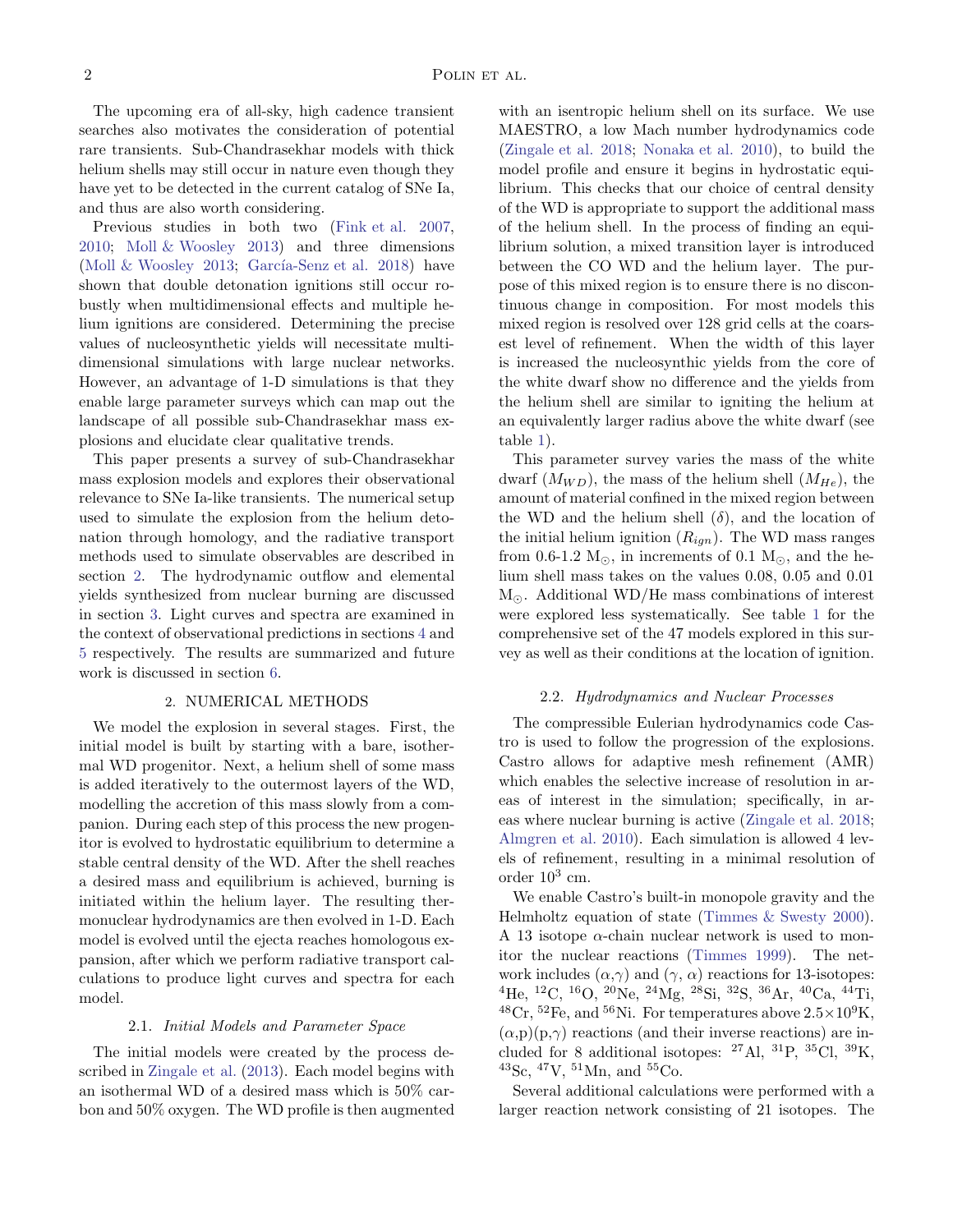The upcoming era of all-sky, high cadence transient searches also motivates the consideration of potential rare transients. Sub-Chandrasekhar models with thick helium shells may still occur in nature even though they have yet to be detected in the current catalog of SNe Ia, and thus are also worth considering.

Previous studies in both two (Fink et al. 2007, 2010; Moll & Woosley 2013) and three dimensions (Moll & Woosley 2013; García-Senz et al. 2018) have shown that double detonation ignitions still occur robustly when multidimensional effects and multiple helium ignitions are considered. Determining the precise values of nucleosynthetic yields will necessitate multidimensional simulations with large nuclear networks. However, an advantage of 1-D simulations is that they enable large parameter surveys which can map out the landscape of all possible sub-Chandrasekhar mass explosions and elucidate clear qualitative trends.

This paper presents a survey of sub-Chandrasekhar mass explosion models and explores their observational relevance to SNe Ia-like transients. The numerical setup used to simulate the explosion from the helium detonation through homology, and the radiative transport methods used to simulate observables are described in section 2. The hydrodynamic outflow and elemental yields synthesized from nuclear burning are discussed in section 3. Light curves and spectra are examined in the context of observational predictions in sections 4 and 5 respectively. The results are summarized and future work is discussed in section 6.

## 2. NUMERICAL METHODS

We model the explosion in several stages. First, the initial model is built by starting with a bare, isothermal WD progenitor. Next, a helium shell of some mass is added iteratively to the outermost layers of the WD, modelling the accretion of this mass slowly from a companion. During each step of this process the new progenitor is evolved to hydrostatic equilibrium to determine a stable central density of the WD. After the shell reaches a desired mass and equilibrium is achieved, burning is initiated within the helium layer. The resulting thermonuclear hydrodynamics are then evolved in 1-D. Each model is evolved until the ejecta reaches homologous expansion, after which we perform radiative transport calculations to produce light curves and spectra for each model.

### 2.1. *Initial Models and Parameter Space*

The initial models were created by the process described in Zingale et al. (2013). Each model begins with an isothermal WD of a desired mass which is 50% carbon and 50% oxygen. The WD profile is then augmented with an isentropic helium shell on its surface. We use MAESTRO, a low Mach number hydrodynamics code (Zingale et al. 2018; Nonaka et al. 2010), to build the model profile and ensure it begins in hydrostatic equilibrium. This checks that our choice of central density of the WD is appropriate to support the additional mass of the helium shell. In the process of finding an equilibrium solution, a mixed transition layer is introduced between the CO WD and the helium layer. The purpose of this mixed region is to ensure there is no discontinuous change in composition. For most models this mixed region is resolved over 128 grid cells at the coarsest level of refinement. When the width of this layer is increased the nucleosynthic yields from the core of the white dwarf show no difference and the yields from the helium shell are similar to igniting the helium at an equivalently larger radius above the white dwarf (see table 1).

This parameter survey varies the mass of the white dwarf ($M_{WD}$), the mass of the helium shell ($M_{He}$), the amount of material confined in the mixed region between the WD and the helium shell ($\delta$), and the location of the initial helium ignition ($R_{ign}$). The WD mass ranges from 0.6-1.2 $M_{\odot}$, in increments of 0.1 $M_{\odot}$, and the helium shell mass takes on the values 0.08, 0.05 and 0.01 $M_{\odot}$. Additional WD/He mass combinations of interest were explored less systematically. See table 1 for the comprehensive set of the 47 models explored in this survey as well as their conditions at the location of ignition.

### 2.2. *Hydrodynamics and Nuclear Processes*

The compressible Eulerian hydrodynamics code Castro is used to follow the progression of the explosions. Castro allows for adaptive mesh refinement (AMR) which enables the selective increase of resolution in areas of interest in the simulation; specifically, in areas where nuclear burning is active (Zingale et al. 2018; Almgren et al. 2010). Each simulation is allowed 4 levels of refinement, resulting in a minimal resolution of order $10^3$ cm.

We enable Castro's built-in monopole gravity and the Helmholtz equation of state (Timmes & Swesty 2000). A 13 isotope $\alpha$-chain nuclear network is used to monitor the nuclear reactions (Timmes 1999). The network includes ($\alpha$,$\gamma$) and ($\gamma$, $\alpha$) reactions for 13-isotopes: $^{4}$He, $^{12}$C, $^{16}$O, $^{20}$Ne, $^{24}$Mg, $^{28}$Si, $^{32}$S, $^{36}$Ar, $^{40}$Ca, $^{44}$Ti, $^{48}$Cr, $^{52}$Fe, and $^{56}$Ni. For temperatures above $2.5\times10^{9}$K, ($\alpha$,p)(p,$\gamma$) reactions (and their inverse reactions) are included for 8 additional isotopes: $^{27}$Al, $^{31}$P, $^{35}$Cl, $^{39}$K, $^{43}$Sc, $^{47}$V, $^{51}$Mn, and $^{55}$Co.

Several additional calculations were performed with a larger reaction network consisting of 21 isotopes. The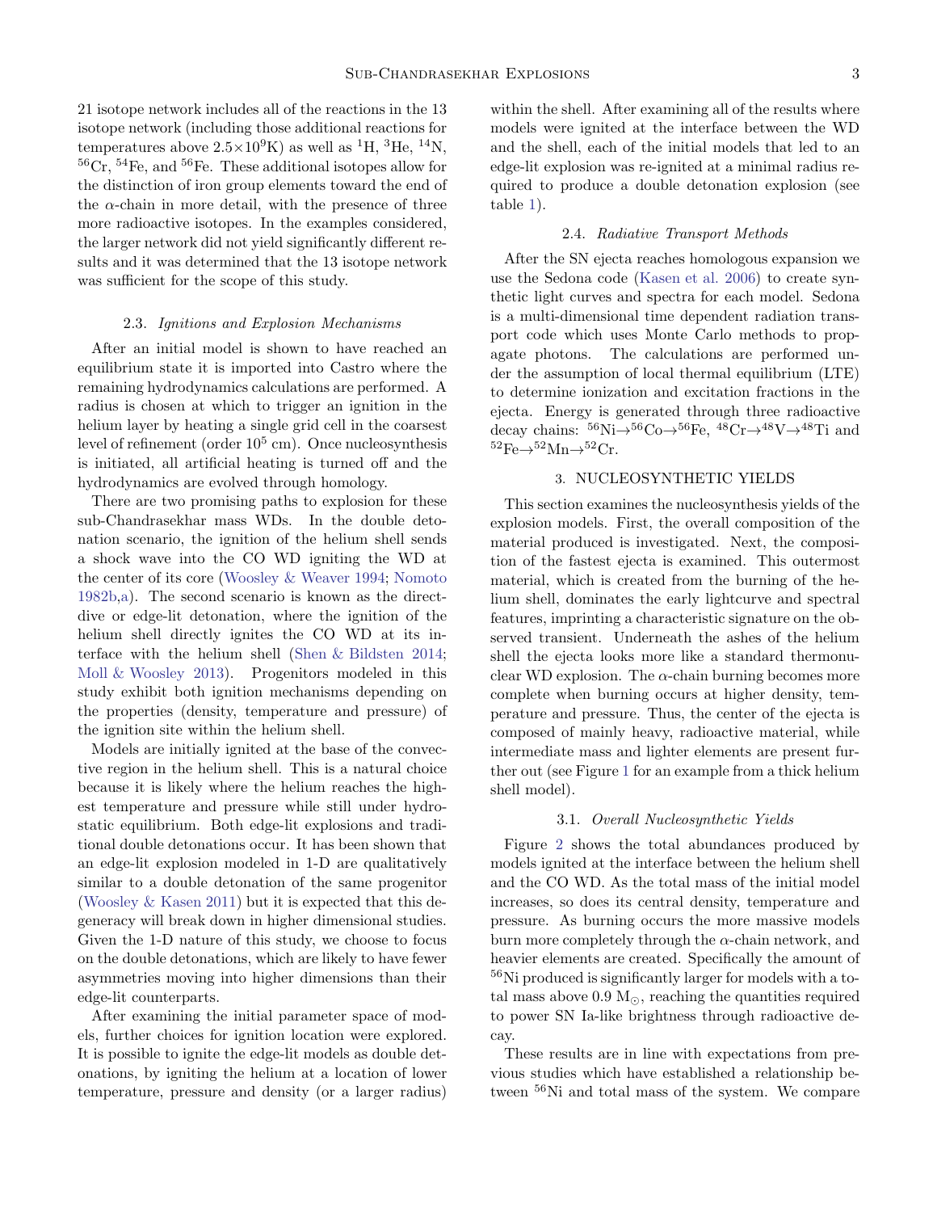21 isotope network includes all of the reactions in the 13 isotope network (including those additional reactions for temperatures above $2.5\times10^9$K) as well as $^1$H, $^3$He, $^{14}$N, $^{56}$Cr, $^{54}$Fe, and $^{56}$Fe. These additional isotopes allow for the distinction of iron group elements toward the end of the $\alpha$-chain in more detail, with the presence of three more radioactive isotopes. In the examples considered, the larger network did not yield significantly different results and it was determined that the 13 isotope network was sufficient for the scope of this study.

### 2.3. *Ignitions and Explosion Mechanisms*

After an initial model is shown to have reached an equilibrium state it is imported into Castro where the remaining hydrodynamics calculations are performed. A radius is chosen at which to trigger an ignition in the helium layer by heating a single grid cell in the coarsest level of refinement (order $10^5$ cm). Once nucleosynthesis is initiated, all artificial heating is turned off and the hydrodynamics are evolved through homology.

There are two promising paths to explosion for these sub-Chandrasekhar mass WDs. In the double detonation scenario, the ignition of the helium shell sends a shock wave into the CO WD igniting the WD at the center of its core (Woosley & Weaver 1994; Nomoto 1982b,a). The second scenario is known as the direct-dive or edge-lit detonation, where the ignition of the helium shell directly ignites the CO WD at its interface with the helium shell (Shen & Bildsten 2014; Moll & Woosley 2013). Progenitors modeled in this study exhibit both ignition mechanisms depending on the properties (density, temperature and pressure) of the ignition site within the helium shell.

Models are initially ignited at the base of the convective region in the helium shell. This is a natural choice because it is likely where the helium reaches the highest temperature and pressure while still under hydrostatic equilibrium. Both edge-lit explosions and traditional double detonations occur. It has been shown that an edge-lit explosion modeled in 1-D are qualitatively similar to a double detonation of the same progenitor (Woosley & Kasen 2011) but it is expected that this degeneracy will break down in higher dimensional studies. Given the 1-D nature of this study, we choose to focus on the double detonations, which are likely to have fewer asymmetries moving into higher dimensions than their edge-lit counterparts.

After examining the initial parameter space of models, further choices for ignition location were explored. It is possible to ignite the edge-lit models as double detonations, by igniting the helium at a location of lower temperature, pressure and density (or a larger radius) within the shell. After examining all of the results where models were ignited at the interface between the WD and the shell, each of the initial models that led to an edge-lit explosion was re-ignited at a minimal radius required to produce a double detonation explosion (see table 1).

### 2.4. *Radiative Transport Methods*

After the SN ejecta reaches homologous expansion we use the Sedona code (Kasen et al. 2006) to create synthetic light curves and spectra for each model. Sedona is a multi-dimensional time dependent radiation transport code which uses Monte Carlo methods to propagate photons. The calculations are performed under the assumption of local thermal equilibrium (LTE) to determine ionization and excitation fractions in the ejecta. Energy is generated through three radioactive decay chains: $^{56}$Ni$\rightarrow^{56}$Co$\rightarrow^{56}$Fe, $^{48}$Cr$\rightarrow^{48}$V$\rightarrow^{48}$Ti and $^{52}$Fe$\rightarrow^{52}$Mn$\rightarrow^{52}$Cr.

## 3. NUCLEOSYNTHETIC YIELDS

This section examines the nucleosynthesis yields of the explosion models. First, the overall composition of the material produced is investigated. Next, the composition of the fastest ejecta is examined. This outermost material, which is created from the burning of the helium shell, dominates the early lightcurve and spectral features, imprinting a characteristic signature on the observed transient. Underneath the ashes of the helium shell the ejecta looks more like a standard thermonuclear WD explosion. The $\alpha$-chain burning becomes more complete when burning occurs at higher density, temperature and pressure. Thus, the center of the ejecta is composed of mainly heavy, radioactive material, while intermediate mass and lighter elements are present further out (see Figure 1 for an example from a thick helium shell model).

### 3.1. *Overall Nucleosynthetic Yields*

Figure 2 shows the total abundances produced by models ignited at the interface between the helium shell and the CO WD. As the total mass of the initial model increases, so does its central density, temperature and pressure. As burning occurs the more massive models burn more completely through the $\alpha$-chain network, and heavier elements are created. Specifically the amount of $^{56}$Ni produced is significantly larger for models with a total mass above 0.9 $M_\odot$, reaching the quantities required to power SN Ia-like brightness through radioactive decay.

These results are in line with expectations from previous studies which have established a relationship between $^{56}$Ni and total mass of the system. We compare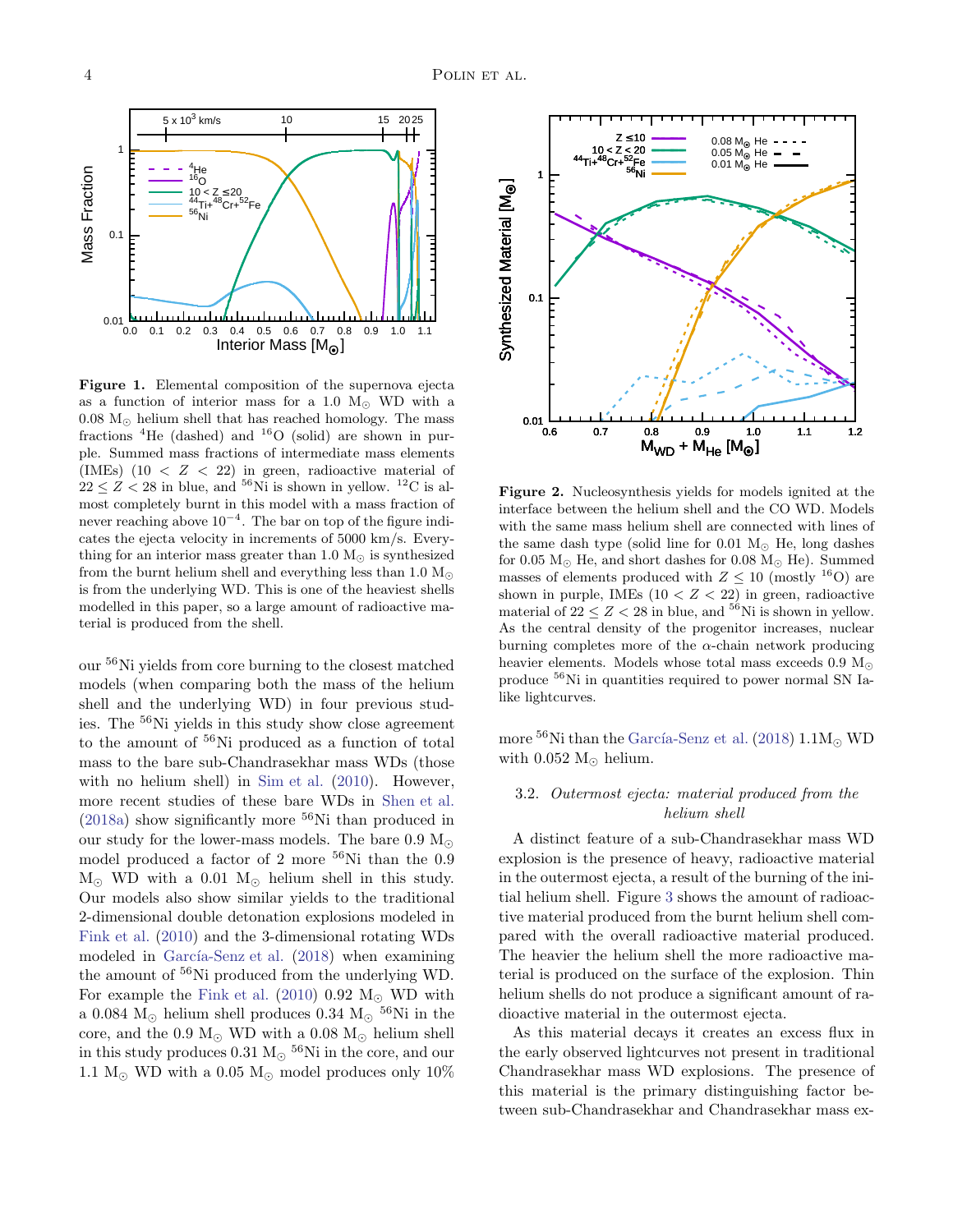**Figure 1.** Elemental composition of the supernova ejecta as a function of interior mass for a 1.0 $M_\odot$ WD with a 0.08 $M_\odot$ helium shell that has reached homology. The mass fractions $^4$He (dashed) and $^{16}$O (solid) are shown in purple. Summed mass fractions of intermediate mass elements (IMEs) ($10 < Z < 22$) in green, radioactive material of $22 \leq Z < 28$ in blue, and $^{56}$Ni is shown in yellow. $^{12}$C is almost completely burnt in this model with a mass fraction of never reaching above $10^{-4}$. The bar on top of the figure indicates the ejecta velocity in increments of 5000 km/s. Everything for an interior mass greater than 1.0 $M_\odot$ is synthesized from the burnt helium shell and everything less than 1.0 $M_\odot$ is from the underlying WD. This is one of the heaviest shells modelled in this paper, so a large amount of radioactive material is produced from the shell.

our $^{56}$Ni yields from core burning to the closest matched models (when comparing both the mass of the helium shell and the underlying WD) in four previous studies. The $^{56}$Ni yields in this study show close agreement to the amount of $^{56}$Ni produced as a function of total mass to the bare sub-Chandrasekhar mass WDs (those with no helium shell) in Sim et al. (2010). However, more recent studies of these bare WDs in Shen et al. (2018a) show significantly more $^{56}$Ni than produced in our study for the lower-mass models. The bare 0.9 $M_\odot$ model produced a factor of 2 more $^{56}$Ni than the 0.9 $M_\odot$ WD with a 0.01 $M_\odot$ helium shell in this study. Our models also show similar yields to the traditional 2-dimensional double detonation explosions modeled in Fink et al. (2010) and the 3-dimensional rotating WDs modeled in García-Senz et al. (2018) when examining the amount of $^{56}$Ni produced from the underlying WD. For example the Fink et al. (2010) 0.92 $M_\odot$ WD with a 0.084 $M_\odot$ helium shell produces 0.34 $M_\odot$ $^{56}$Ni in the core, and the 0.9 $M_\odot$ WD with a 0.08 $M_\odot$ helium shell in this study produces 0.31 $M_\odot$ $^{56}$Ni in the core, and our 1.1 $M_\odot$ WD with a 0.05 $M_\odot$ model produces only 10% more $^{56}$Ni than the García-Senz et al. (2018) 1.1$M_\odot$ WD with 0.052 $M_\odot$ helium.

**Figure 2.** Nucleosynthesis yields for models ignited at the interface between the helium shell and the CO WD. Models with the same mass helium shell are connected with lines of the same dash type (solid line for 0.01 $M_\odot$ He, long dashes for 0.05 $M_\odot$ He, and short dashes for 0.08 $M_\odot$ He). Summed masses of elements produced with $Z \leq 10$ (mostly $^{16}$O) are shown in purple, IMEs ($10 < Z < 22$) in green, radioactive material of $22 \leq Z < 28$ in blue, and $^{56}$Ni is shown in yellow. As the central density of the progenitor increases, nuclear burning completes more of the $\alpha$-chain network producing heavier elements. Models whose total mass exceeds 0.9 $M_\odot$ produce $^{56}$Ni in quantities required to power normal SN Ia-like lightcurves.

### 3.2. *Outermost ejecta: material produced from the helium shell*

A distinct feature of a sub-Chandrasekhar mass WD explosion is the presence of heavy, radioactive material in the outermost ejecta, a result of the burning of the initial helium shell. Figure 3 shows the amount of radioactive material produced from the burnt helium shell compared with the overall radioactive material produced. The heavier the helium shell the more radioactive material is produced on the surface of the explosion. Thin helium shells do not produce a significant amount of radioactive material in the outermost ejecta.

As this material decays it creates an excess flux in the early observed lightcurves not present in traditional Chandrasekhar mass WD explosions. The presence of this material is the primary distinguishing factor between sub-Chandrasekhar and Chandrasekhar mass ex-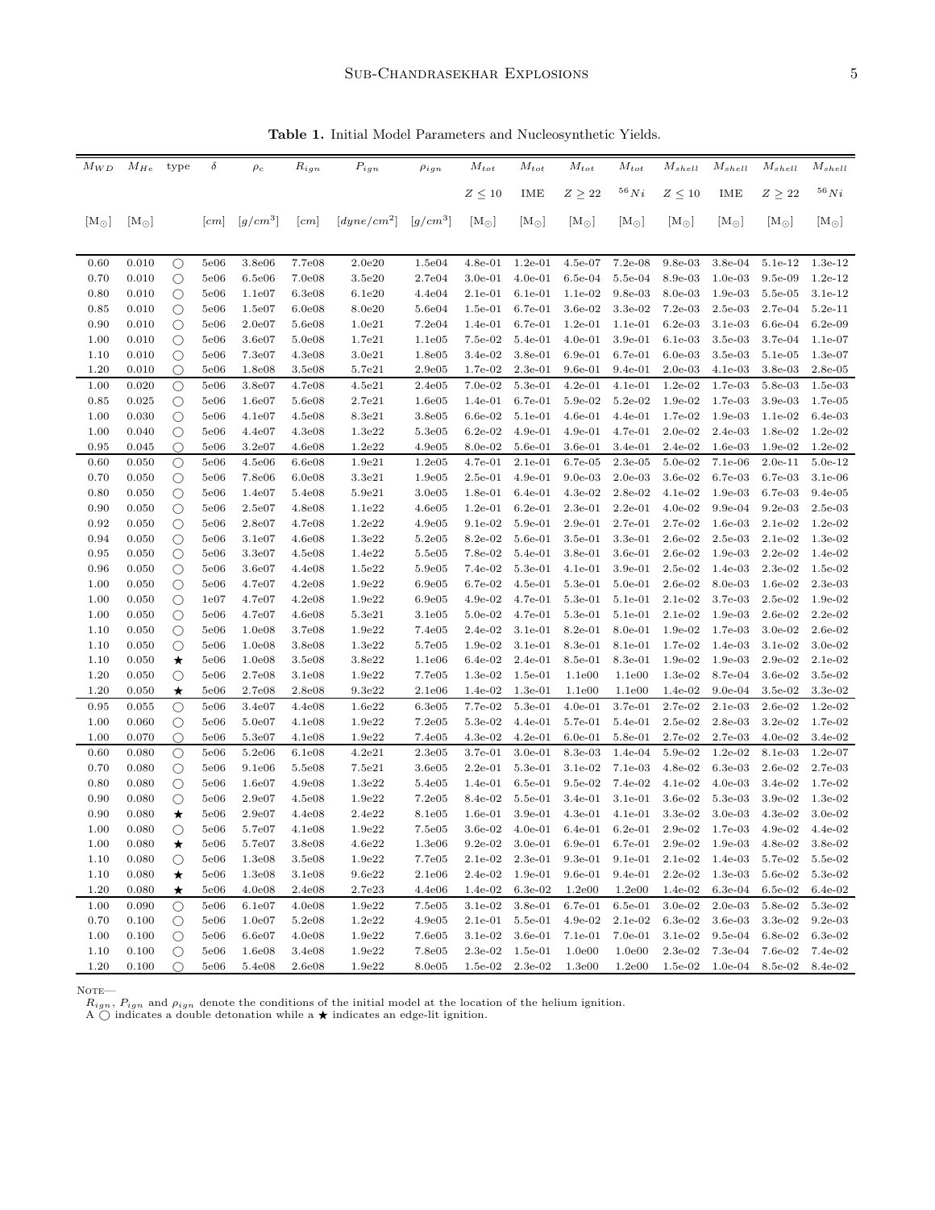**Table 1.** Initial Model Parameters and Nucleosynthetic Yields.

| $M_{WD}$ | $M_{He}$ | type | $\delta$ | $\rho_c$ | $R_{ign}$ | $P_{ign}$ | $\rho_{ign}$ | $M_{tot}$ $Z \leq 10$ | $M_{tot}$ IME | $M_{tot}$ $Z \geq 22$ | $M_{tot}$ $^{56}Ni$ | $M_{shell}$ $Z \leq 10$ | $M_{shell}$ IME | $M_{shell}$ $Z \geq 22$ | $M_{shell}$ $^{56}Ni$ |
|---|---|---|---|---|---|---|---|---|---|---|---|---|---|---|---|
| [M$_\odot$] | [M$_\odot$] | | [$cm$] | [$g/cm^3$] | [$cm$] | [$dyne/cm^2$] | [$g/cm^3$] | [M$_\odot$] | [M$_\odot$] | [M$_\odot$] | [M$_\odot$] | [M$_\odot$] | [M$_\odot$] | [M$_\odot$] | [M$_\odot$] |
| 0.60 | 0.010 | ○ | 5e06 | 3.8e06 | 7.7e08 | 2.0e20 | 1.5e04 | 4.8e-01 | 1.2e-01 | 4.5e-07 | 7.2e-08 | 9.8e-03 | 3.8e-04 | 5.1e-12 | 1.3e-12 |
| 0.70 | 0.010 | ○ | 5e06 | 6.5e06 | 7.0e08 | 3.5e20 | 2.7e04 | 3.0e-01 | 4.0e-01 | 6.5e-04 | 5.5e-04 | 8.9e-03 | 1.0e-03 | 9.5e-09 | 1.2e-12 |
| 0.80 | 0.010 | ○ | 5e06 | 1.1e07 | 6.3e08 | 6.1e20 | 4.4e04 | 2.1e-01 | 6.1e-01 | 1.1e-02 | 9.8e-03 | 8.0e-03 | 1.9e-03 | 5.5e-05 | 3.1e-12 |
| 0.85 | 0.010 | ○ | 5e06 | 1.5e07 | 6.0e08 | 8.0e20 | 5.6e04 | 1.5e-01 | 6.7e-01 | 3.6e-02 | 3.3e-02 | 7.2e-03 | 2.5e-03 | 2.7e-04 | 5.2e-11 |
| 0.90 | 0.010 | ○ | 5e06 | 2.0e07 | 5.6e08 | 1.0e21 | 7.2e04 | 1.4e-01 | 6.7e-01 | 1.2e-01 | 1.1e-01 | 6.2e-03 | 3.1e-03 | 6.6e-04 | 6.2e-09 |
| 1.00 | 0.010 | ○ | 5e06 | 3.6e07 | 5.0e08 | 1.7e21 | 1.1e05 | 7.5e-02 | 5.4e-01 | 4.0e-01 | 3.9e-01 | 6.1e-03 | 3.5e-03 | 3.7e-04 | 1.1e-07 |
| 1.10 | 0.010 | ○ | 5e06 | 7.3e07 | 4.3e08 | 3.0e21 | 1.8e05 | 3.4e-02 | 3.8e-01 | 6.9e-01 | 6.7e-01 | 6.0e-03 | 3.5e-03 | 5.1e-05 | 1.3e-07 |
| 1.20 | 0.010 | ○ | 5e06 | 1.8e08 | 3.5e08 | 5.7e21 | 2.9e05 | 1.7e-02 | 2.3e-01 | 9.6e-01 | 9.4e-01 | 2.0e-03 | 4.1e-03 | 3.8e-03 | 2.8e-05 |
| 1.00 | 0.020 | ○ | 5e06 | 3.8e07 | 4.7e08 | 4.5e21 | 2.4e05 | 7.0e-02 | 5.3e-01 | 4.2e-01 | 4.1e-01 | 1.2e-02 | 1.7e-03 | 5.8e-03 | 1.5e-03 |
| 0.85 | 0.025 | ○ | 5e06 | 1.6e07 | 5.6e08 | 2.7e21 | 1.6e05 | 1.4e-01 | 6.7e-01 | 5.9e-02 | 5.2e-02 | 1.9e-02 | 1.7e-03 | 3.9e-03 | 1.7e-05 |
| 1.00 | 0.030 | ○ | 5e06 | 4.1e07 | 4.5e08 | 8.3e21 | 3.8e05 | 6.6e-02 | 5.1e-01 | 4.6e-01 | 4.4e-01 | 1.7e-02 | 1.9e-03 | 1.1e-02 | 6.4e-03 |
| 1.00 | 0.040 | ○ | 5e06 | 4.4e07 | 4.3e08 | 1.3e22 | 5.3e05 | 6.2e-02 | 4.9e-01 | 4.9e-01 | 4.7e-01 | 2.0e-02 | 2.4e-03 | 1.8e-02 | 1.2e-02 |
| 0.95 | 0.045 | ○ | 5e06 | 3.2e07 | 4.6e08 | 1.2e22 | 4.9e05 | 8.0e-02 | 5.6e-01 | 3.6e-01 | 3.4e-01 | 2.4e-02 | 1.6e-03 | 1.9e-02 | 1.2e-02 |
| 0.60 | 0.050 | ○ | 5e06 | 4.5e06 | 6.6e08 | 1.9e21 | 1.2e05 | 4.7e-01 | 2.1e-01 | 6.7e-05 | 2.3e-05 | 5.0e-02 | 7.1e-06 | 2.0e-11 | 5.0e-12 |
| 0.70 | 0.050 | ○ | 5e06 | 7.8e06 | 6.0e08 | 3.3e21 | 1.9e05 | 2.5e-01 | 4.9e-01 | 9.0e-03 | 2.0e-03 | 3.6e-02 | 6.7e-03 | 6.7e-03 | 3.1e-06 |
| 0.80 | 0.050 | ○ | 5e06 | 1.4e07 | 5.4e08 | 5.9e21 | 3.0e05 | 1.8e-01 | 6.4e-01 | 4.3e-02 | 2.8e-02 | 4.1e-02 | 1.9e-03 | 6.7e-03 | 9.4e-05 |
| 0.90 | 0.050 | ○ | 5e06 | 2.5e07 | 4.8e08 | 1.1e22 | 4.6e05 | 1.2e-01 | 6.2e-01 | 2.3e-01 | 2.2e-01 | 4.0e-02 | 9.9e-04 | 9.2e-03 | 2.5e-03 |
| 0.92 | 0.050 | ○ | 5e06 | 2.8e07 | 4.7e08 | 1.2e22 | 4.9e05 | 9.1e-02 | 5.9e-01 | 2.9e-01 | 2.7e-01 | 2.7e-02 | 1.6e-03 | 2.1e-02 | 1.2e-02 |
| 0.94 | 0.050 | ○ | 5e06 | 3.1e07 | 4.6e08 | 1.3e22 | 5.2e05 | 8.2e-02 | 5.6e-01 | 3.5e-01 | 3.3e-01 | 2.6e-02 | 2.5e-03 | 2.1e-02 | 1.3e-02 |
| 0.95 | 0.050 | ○ | 5e06 | 3.3e07 | 4.5e08 | 1.4e22 | 5.5e05 | 7.8e-02 | 5.4e-01 | 3.8e-01 | 3.6e-01 | 2.6e-02 | 1.9e-03 | 2.2e-02 | 1.4e-02 |
| 0.96 | 0.050 | ○ | 5e06 | 3.6e07 | 4.4e08 | 1.5e22 | 5.9e05 | 7.4e-02 | 5.3e-01 | 4.1e-01 | 3.9e-01 | 2.5e-02 | 1.4e-03 | 2.3e-02 | 1.5e-02 |
| 1.00 | 0.050 | ○ | 5e06 | 4.7e07 | 4.2e08 | 1.9e22 | 6.9e05 | 6.7e-02 | 4.5e-01 | 5.3e-01 | 5.0e-01 | 2.6e-02 | 8.0e-03 | 1.6e-02 | 2.3e-03 |
| 1.00 | 0.050 | ○ | 1e07 | 4.7e07 | 4.2e08 | 1.9e22 | 6.9e05 | 4.9e-02 | 4.7e-01 | 5.3e-01 | 5.1e-01 | 2.1e-02 | 3.7e-03 | 2.5e-02 | 1.9e-02 |
| 1.00 | 0.050 | ○ | 5e06 | 4.7e07 | 4.6e08 | 5.3e21 | 3.1e05 | 5.0e-02 | 4.7e-01 | 5.3e-01 | 5.1e-01 | 2.1e-02 | 1.9e-03 | 2.6e-02 | 2.2e-02 |
| 1.10 | 0.050 | ○ | 5e06 | 1.0e08 | 3.7e08 | 1.9e22 | 7.4e05 | 2.4e-02 | 3.1e-01 | 8.2e-01 | 8.0e-01 | 1.9e-02 | 1.7e-03 | 3.0e-02 | 2.6e-02 |
| 1.10 | 0.050 | ○ | 5e06 | 1.0e08 | 3.8e08 | 1.3e22 | 5.7e05 | 1.9e-02 | 3.1e-01 | 8.3e-01 | 8.1e-01 | 1.7e-02 | 1.4e-03 | 3.1e-02 | 3.0e-02 |
| 1.10 | 0.050 | ★ | 5e06 | 1.0e08 | 3.5e08 | 3.8e22 | 1.1e06 | 6.4e-02 | 2.4e-01 | 8.5e-01 | 8.3e-01 | 1.9e-02 | 1.9e-03 | 2.9e-02 | 2.1e-02 |
| 1.20 | 0.050 | ○ | 5e06 | 2.7e08 | 3.1e08 | 1.9e22 | 7.7e05 | 1.3e-02 | 1.5e-01 | 1.1e00 | 1.1e00 | 1.3e-02 | 8.7e-04 | 3.6e-02 | 3.5e-02 |
| 1.20 | 0.050 | ★ | 5e06 | 2.7e08 | 2.8e08 | 9.3e22 | 2.1e06 | 1.4e-02 | 1.3e-01 | 1.1e00 | 1.1e00 | 1.4e-02 | 9.0e-04 | 3.5e-02 | 3.3e-02 |
| 0.95 | 0.055 | ○ | 5e06 | 3.4e07 | 4.4e08 | 1.6e22 | 6.3e05 | 7.7e-02 | 5.3e-01 | 4.0e-01 | 3.7e-01 | 2.7e-02 | 2.1e-03 | 2.6e-02 | 1.2e-02 |
| 1.00 | 0.060 | ○ | 5e06 | 5.0e07 | 4.1e08 | 1.9e22 | 7.2e05 | 5.3e-02 | 4.4e-01 | 5.7e-01 | 5.4e-01 | 2.5e-02 | 2.8e-03 | 3.2e-02 | 1.7e-02 |
| 1.00 | 0.070 | ○ | 5e06 | 5.3e07 | 4.1e08 | 1.9e22 | 7.4e05 | 4.3e-02 | 4.2e-01 | 6.0e-01 | 5.8e-01 | 2.7e-02 | 2.7e-03 | 4.0e-02 | 3.4e-02 |
| 0.60 | 0.080 | ○ | 5e06 | 5.2e06 | 6.1e08 | 4.2e21 | 2.3e05 | 3.7e-01 | 3.0e-01 | 8.3e-03 | 1.4e-04 | 5.9e-02 | 1.2e-02 | 8.1e-03 | 1.2e-07 |
| 0.70 | 0.080 | ○ | 5e06 | 9.1e06 | 5.5e08 | 7.5e21 | 3.6e05 | 2.2e-01 | 5.3e-01 | 3.1e-02 | 7.1e-03 | 4.8e-02 | 6.3e-03 | 2.6e-02 | 2.7e-03 |
| 0.80 | 0.080 | ○ | 5e06 | 1.6e07 | 4.9e08 | 1.3e22 | 5.4e05 | 1.4e-01 | 6.5e-01 | 9.5e-02 | 7.4e-02 | 4.1e-02 | 4.0e-03 | 3.4e-02 | 1.7e-02 |
| 0.90 | 0.080 | ○ | 5e06 | 2.9e07 | 4.5e08 | 1.9e22 | 7.2e05 | 8.4e-02 | 5.5e-01 | 3.4e-01 | 3.1e-01 | 3.6e-02 | 5.3e-03 | 3.9e-02 | 1.3e-02 |
| 0.90 | 0.080 | ★ | 5e06 | 2.9e07 | 4.4e08 | 2.4e22 | 8.1e05 | 1.6e-01 | 3.9e-01 | 4.3e-01 | 4.1e-01 | 3.3e-02 | 3.0e-03 | 4.3e-02 | 3.0e-02 |
| 1.00 | 0.080 | ○ | 5e06 | 5.7e07 | 4.1e08 | 1.9e22 | 7.5e05 | 3.6e-02 | 4.0e-01 | 6.4e-01 | 6.2e-01 | 2.9e-02 | 1.7e-03 | 4.9e-02 | 4.4e-02 |
| 1.00 | 0.080 | ★ | 5e06 | 5.7e07 | 3.8e08 | 4.6e22 | 1.3e06 | 9.2e-02 | 3.0e-01 | 6.9e-01 | 6.7e-01 | 2.9e-02 | 1.9e-03 | 4.8e-02 | 3.8e-02 |
| 1.10 | 0.080 | ○ | 5e06 | 1.3e08 | 3.5e08 | 1.9e22 | 7.7e05 | 2.1e-02 | 2.3e-01 | 9.3e-01 | 9.1e-01 | 2.1e-02 | 1.4e-03 | 5.7e-02 | 5.5e-02 |
| 1.10 | 0.080 | ★ | 5e06 | 1.3e08 | 3.1e08 | 9.6e22 | 2.1e06 | 2.4e-02 | 1.9e-01 | 9.6e-01 | 9.4e-01 | 2.2e-02 | 1.3e-03 | 5.6e-02 | 5.3e-02 |
| 1.20 | 0.080 | ★ | 5e06 | 4.0e08 | 2.4e08 | 2.7e23 | 4.4e06 | 1.4e-02 | 6.3e-02 | 1.2e00 | 1.2e00 | 1.4e-02 | 6.3e-04 | 6.5e-02 | 6.4e-02 |
| 1.00 | 0.090 | ○ | 5e06 | 6.1e07 | 4.0e08 | 1.9e22 | 7.5e05 | 3.1e-02 | 3.8e-01 | 6.7e-01 | 6.5e-01 | 3.0e-02 | 2.0e-03 | 5.8e-02 | 5.3e-02 |
| 0.70 | 0.100 | ○ | 5e06 | 1.0e07 | 5.2e08 | 1.2e22 | 4.9e05 | 2.1e-01 | 5.5e-01 | 4.9e-02 | 2.1e-02 | 6.3e-02 | 3.6e-03 | 3.3e-02 | 9.2e-03 |
| 1.00 | 0.100 | ○ | 5e06 | 6.6e07 | 4.0e08 | 1.9e22 | 7.6e05 | 3.1e-02 | 3.6e-01 | 7.1e-01 | 7.0e-01 | 3.1e-02 | 9.5e-04 | 6.8e-02 | 6.3e-02 |
| 1.10 | 0.100 | ○ | 5e06 | 1.6e08 | 3.4e08 | 1.9e22 | 7.8e05 | 2.3e-02 | 1.5e-01 | 1.0e00 | 1.0e00 | 2.3e-02 | 7.3e-04 | 7.6e-02 | 7.4e-02 |
| 1.20 | 0.100 | ○ | 5e06 | 5.4e08 | 2.6e08 | 1.9e22 | 8.0e05 | 1.5e-02 | 2.3e-02 | 1.3e00 | 1.2e00 | 1.5e-02 | 1.0e-04 | 8.5e-02 | 8.4e-02 |

Note—
$R_{ign}$, $P_{ign}$ and $\rho_{ign}$ denote the conditions of the initial model at the location of the helium ignition.
A ○ indicates a double detonation while a ★ indicates an edge-lit ignition.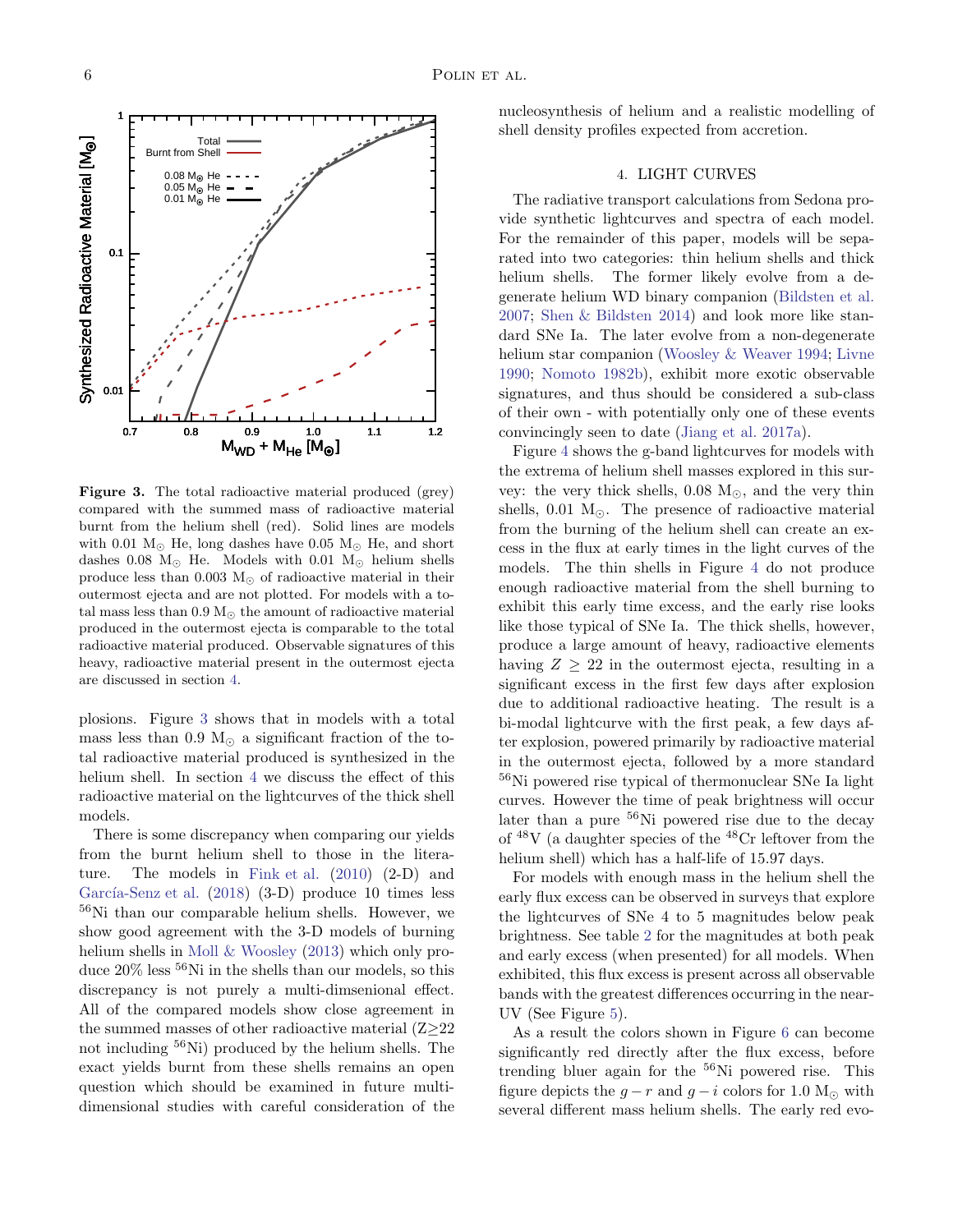**Figure 3.** The total radioactive material produced (grey) compared with the summed mass of radioactive material burnt from the helium shell (red). Solid lines are models with 0.01 $M_{\odot}$ He, long dashes have 0.05 $M_{\odot}$ He, and short dashes 0.08 $M_{\odot}$ He. Models with 0.01 $M_{\odot}$ helium shells produce less than 0.003 $M_{\odot}$ of radioactive material in their outermost ejecta and are not plotted. For models with a total mass less than 0.9 $M_{\odot}$ the amount of radioactive material produced in the outermost ejecta is comparable to the total radioactive material produced. Observable signatures of this heavy, radioactive material present in the outermost ejecta are discussed in section 4.

plosions. Figure 3 shows that in models with a total mass less than 0.9 $M_{\odot}$ a significant fraction of the total radioactive material produced is synthesized in the helium shell. In section 4 we discuss the effect of this radioactive material on the lightcurves of the thick shell models.

There is some discrepancy when comparing our yields from the burnt helium shell to those in the literature. The models in Fink et al. (2010) (2-D) and García-Senz et al. (2018) (3-D) produce 10 times less $^{56}$Ni than our comparable helium shells. However, we show good agreement with the 3-D models of burning helium shells in Moll & Woosley (2013) which only produce 20% less $^{56}$Ni in the shells than our models, so this discrepancy is not purely a multi-dimsenional effect. All of the compared models show close agreement in the summed masses of other radioactive material ($Z \geq 22$ not including $^{56}$Ni) produced by the helium shells. The exact yields burnt from these shells remains an open question which should be examined in future multi-dimensional studies with careful consideration of the nucleosynthesis of helium and a realistic modelling of shell density profiles expected from accretion.

## 4. LIGHT CURVES

The radiative transport calculations from Sedona provide synthetic lightcurves and spectra of each model. For the remainder of this paper, models will be separated into two categories: thin helium shells and thick helium shells. The former likely evolve from a degenerate helium WD binary companion (Bildsten et al. 2007; Shen & Bildsten 2014) and look more like standard SNe Ia. The later evolve from a non-degenerate helium star companion (Woosley & Weaver 1994; Livne 1990; Nomoto 1982b), exhibit more exotic observable signatures, and thus should be considered a sub-class of their own - with potentially only one of these events convincingly seen to date (Jiang et al. 2017a).

Figure 4 shows the g-band lightcurves for models with the extrema of helium shell masses explored in this survey: the very thick shells, 0.08 $M_{\odot}$, and the very thin shells, 0.01 $M_{\odot}$. The presence of radioactive material from the burning of the helium shell can create an excess in the flux at early times in the light curves of the models. The thin shells in Figure 4 do not produce enough radioactive material from the shell burning to exhibit this early time excess, and the early rise looks like those typical of SNe Ia. The thick shells, however, produce a large amount of heavy, radioactive elements having $Z \geq 22$ in the outermost ejecta, resulting in a significant excess in the first few days after explosion due to additional radioactive heating. The result is a bi-modal lightcurve with the first peak, a few days after explosion, powered primarily by radioactive material in the outermost ejecta, followed by a more standard $^{56}$Ni powered rise typical of thermonuclear SNe Ia light curves. However the time of peak brightness will occur later than a pure $^{56}$Ni powered rise due to the decay of $^{48}$V (a daughter species of the $^{48}$Cr leftover from the helium shell) which has a half-life of 15.97 days.

For models with enough mass in the helium shell the early flux excess can be observed in surveys that explore the lightcurves of SNe 4 to 5 magnitudes below peak brightness. See table 2 for the magnitudes at both peak and early excess (when presented) for all models. When exhibited, this flux excess is present across all observable bands with the greatest differences occurring in the near-UV (See Figure 5).

As a result the colors shown in Figure 6 can become significantly red directly after the flux excess, before trending bluer again for the $^{56}$Ni powered rise. This figure depicts the $g - r$ and $g - i$ colors for 1.0 $M_{\odot}$ with several different mass helium shells. The early red evo-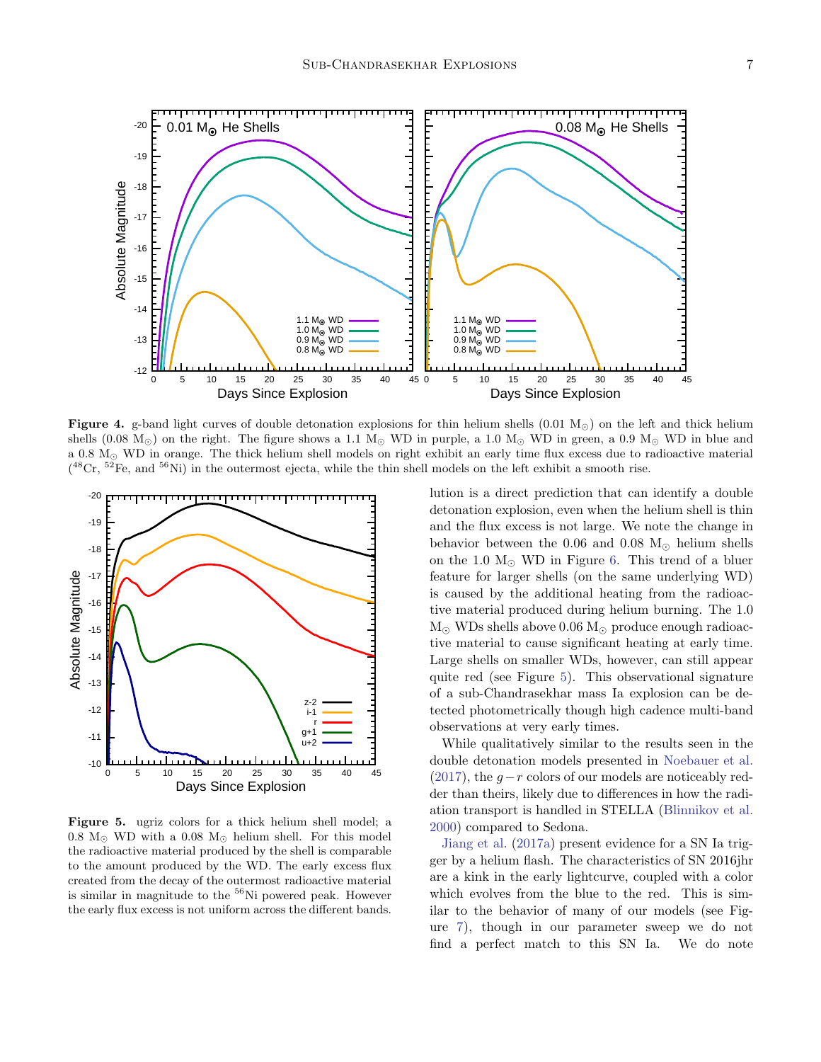**Figure 4.** g-band light curves of double detonation explosions for thin helium shells (0.01 $M_\odot$) on the left and thick helium shells (0.08 $M_\odot$) on the right. The figure shows a 1.1 $M_\odot$ WD in purple, a 1.0 $M_\odot$ WD in green, a 0.9 $M_\odot$ WD in blue and a 0.8 $M_\odot$ WD in orange. The thick helium shell models on right exhibit an early time flux excess due to radioactive material ($^{48}$Cr, $^{52}$Fe, and $^{56}$Ni) in the outermost ejecta, while the thin shell models on the left exhibit a smooth rise.

**Figure 5.** ugriz colors for a thick helium shell model; a 0.8 $M_\odot$ WD with a 0.08 $M_\odot$ helium shell. For this model the radioactive material produced by the shell is comparable to the amount produced by the WD. The early excess flux created from the decay of the outermost radioactive material is similar in magnitude to the $^{56}$Ni powered peak. However the early flux excess is not uniform across the different bands.

lution is a direct prediction that can identify a double detonation explosion, even when the helium shell is thin and the flux excess is not large. We note the change in behavior between the 0.06 and 0.08 $M_\odot$ helium shells on the 1.0 $M_\odot$ WD in Figure 6. This trend of a bluer feature for larger shells (on the same underlying WD) is caused by the additional heating from the radioactive material produced during helium burning. The 1.0 $M_\odot$ WDs shells above 0.06 $M_\odot$ produce enough radioactive material to cause significant heating at early time. Large shells on smaller WDs, however, can still appear quite red (see Figure 5). This observational signature of a sub-Chandrasekhar mass Ia explosion can be detected photometrically though high cadence multi-band observations at very early times.

While qualitatively similar to the results seen in the double detonation models presented in Noebauer et al. (2017), the $g-r$ colors of our models are noticeably redder than theirs, likely due to differences in how the radiation transport is handled in STELLA (Blinnikov et al. 2000) compared to Sedona.

Jiang et al. (2017a) present evidence for a SN Ia trigger by a helium flash. The characteristics of SN 2016jhr are a kink in the early lightcurve, coupled with a color which evolves from the blue to the red. This is similar to the behavior of many of our models (see Figure 7), though in our parameter sweep we do not find a perfect match to this SN Ia. We do note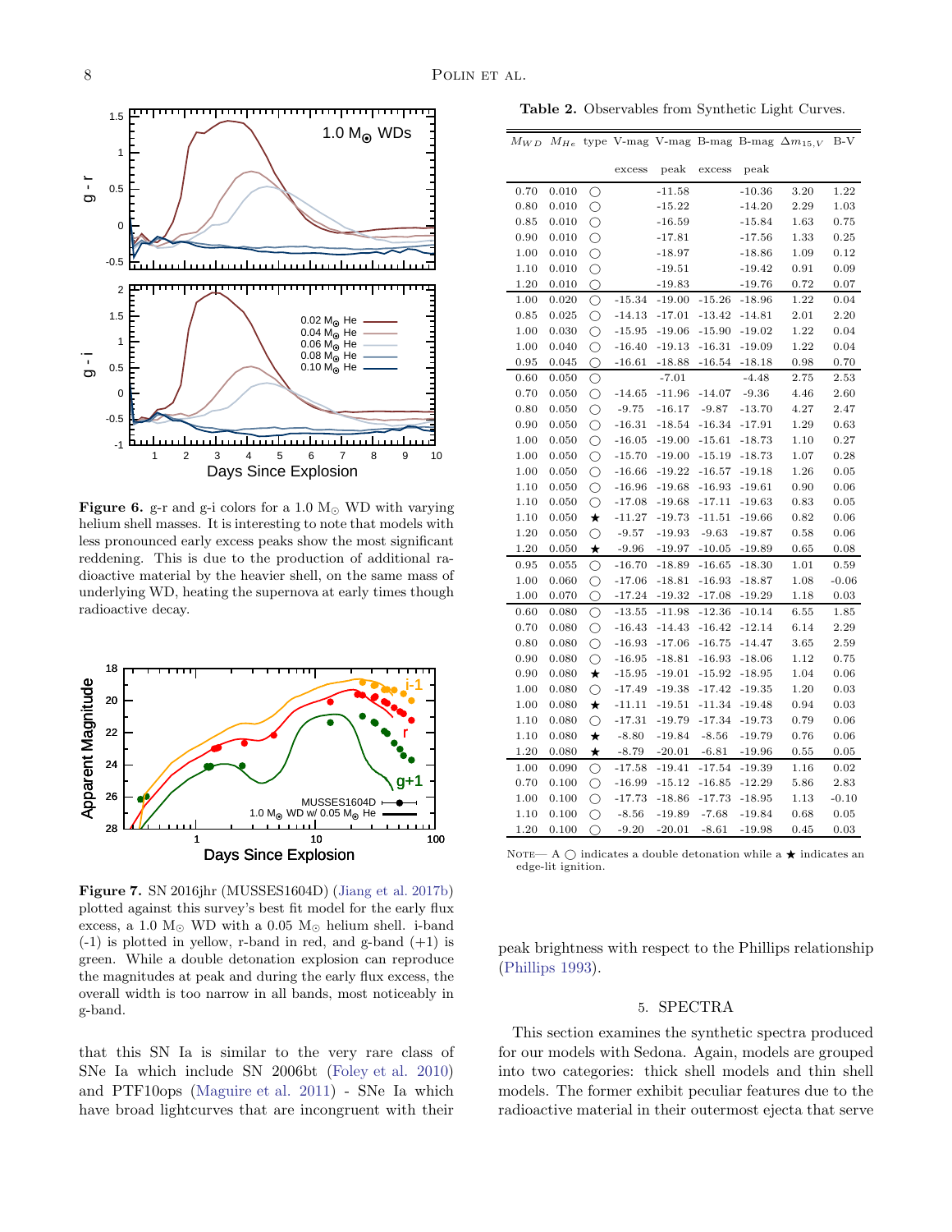**Figure 6.** g-r and g-i colors for a 1.0 $M_\odot$ WD with varying helium shell masses. It is interesting to note that models with less pronounced early excess peaks show the most significant reddening. This is due to the production of additional radioactive material by the heavier shell, on the same mass of underlying WD, heating the supernova at early times though radioactive decay.

**Figure 7.** SN 2016jhr (MUSSES1604D) (Jiang et al. 2017b) plotted against this survey's best fit model for the early flux excess, a 1.0 $M_\odot$ WD with a 0.05 $M_\odot$ helium shell. i-band (-1) is plotted in yellow, r-band in red, and g-band (+1) is green. While a double detonation explosion can reproduce the magnitudes at peak and during the early flux excess, the overall width is too narrow in all bands, most noticeably in g-band.

that this SN Ia is similar to the very rare class of SNe Ia which include SN 2006bt (Foley et al. 2010) and PTF10ops (Maguire et al. 2011) - SNe Ia which have broad lightcurves that are incongruent with their peak brightness with respect to the Phillips relationship (Phillips 1993).

**Table 2.** Observables from Synthetic Light Curves.

| $M_{WD}$ | $M_{He}$ | type | V-mag excess | V-mag peak | B-mag excess | B-mag peak | $\Delta m_{15,V}$ | B-V |
|---|---|---|---|---|---|---|---|---|
| 0.70 | 0.010 | ○ | | -11.58 | | -10.36 | 3.20 | 1.22 |
| 0.80 | 0.010 | ○ | | -15.22 | | -14.20 | 2.29 | 1.03 |
| 0.85 | 0.010 | ○ | | -16.59 | | -15.84 | 1.63 | 0.75 |
| 0.90 | 0.010 | ○ | | -17.81 | | -17.56 | 1.33 | 0.25 |
| 1.00 | 0.010 | ○ | | -18.97 | | -18.86 | 1.09 | 0.12 |
| 1.10 | 0.010 | ○ | | -19.51 | | -19.42 | 0.91 | 0.09 |
| 1.20 | 0.010 | ○ | | -19.83 | | -19.76 | 0.72 | 0.07 |
| 1.00 | 0.020 | ○ | -15.34 | -19.00 | -15.26 | -18.96 | 1.22 | 0.04 |
| 0.85 | 0.025 | ○ | -14.13 | -17.01 | -13.42 | -14.81 | 2.01 | 2.20 |
| 1.00 | 0.030 | ○ | -15.95 | -19.06 | -15.90 | -19.02 | 1.22 | 0.04 |
| 1.00 | 0.040 | ○ | -16.40 | -19.13 | -16.31 | -19.09 | 1.22 | 0.04 |
| 0.95 | 0.045 | ○ | -16.61 | -18.88 | -16.54 | -18.18 | 0.98 | 0.70 |
| 0.60 | 0.050 | ○ | | -7.01 | | -4.48 | 2.75 | 2.53 |
| 0.70 | 0.050 | ○ | -14.65 | -11.96 | -14.07 | -9.36 | 4.46 | 2.60 |
| 0.80 | 0.050 | ○ | -9.75 | -16.17 | -9.87 | -13.70 | 4.27 | 2.47 |
| 0.90 | 0.050 | ○ | -16.31 | -18.54 | -16.34 | -17.91 | 1.29 | 0.63 |
| 1.00 | 0.050 | ○ | -16.05 | -19.00 | -15.61 | -18.73 | 1.10 | 0.27 |
| 1.00 | 0.050 | ○ | -15.70 | -19.00 | -15.19 | -18.73 | 1.07 | 0.28 |
| 1.00 | 0.050 | ○ | -16.66 | -19.22 | -16.57 | -19.18 | 1.26 | 0.05 |
| 1.10 | 0.050 | ○ | -16.96 | -19.68 | -16.93 | -19.61 | 0.90 | 0.06 |
| 1.10 | 0.050 | ○ | -17.08 | -19.68 | -17.11 | -19.63 | 0.83 | 0.05 |
| 1.10 | 0.050 | ★ | -11.27 | -19.73 | -11.51 | -19.66 | 0.82 | 0.06 |
| 1.20 | 0.050 | ○ | -9.57 | -19.93 | -9.63 | -19.87 | 0.58 | 0.06 |
| 1.20 | 0.050 | ★ | -9.96 | -19.97 | -10.05 | -19.89 | 0.65 | 0.08 |
| 0.95 | 0.055 | ○ | -16.70 | -18.89 | -16.65 | -18.30 | 1.01 | 0.59 |
| 1.00 | 0.060 | ○ | -17.06 | -18.81 | -16.93 | -18.87 | 1.08 | -0.06 |
| 1.00 | 0.070 | ○ | -17.24 | -19.32 | -17.08 | -19.29 | 1.18 | 0.03 |
| 0.60 | 0.080 | ○ | -13.55 | -11.98 | -12.36 | -10.14 | 6.55 | 1.85 |
| 0.70 | 0.080 | ○ | -16.43 | -14.43 | -16.42 | -12.14 | 6.14 | 2.29 |
| 0.80 | 0.080 | ○ | -16.93 | -17.06 | -16.75 | -14.47 | 3.65 | 2.59 |
| 0.90 | 0.080 | ○ | -16.95 | -18.81 | -16.93 | -18.06 | 1.12 | 0.75 |
| 0.90 | 0.080 | ★ | -15.95 | -19.01 | -15.92 | -18.95 | 1.04 | 0.06 |
| 1.00 | 0.080 | ○ | -17.49 | -19.38 | -17.42 | -19.35 | 1.20 | 0.03 |
| 1.00 | 0.080 | ★ | -11.11 | -19.51 | -11.34 | -19.48 | 0.94 | 0.03 |
| 1.10 | 0.080 | ○ | -17.31 | -19.79 | -17.34 | -19.73 | 0.79 | 0.06 |
| 1.10 | 0.080 | ★ | -8.80 | -19.84 | -8.56 | -19.79 | 0.76 | 0.06 |
| 1.20 | 0.080 | ★ | -8.79 | -20.01 | -6.81 | -19.96 | 0.55 | 0.05 |
| 1.00 | 0.090 | ○ | -17.58 | -19.41 | -17.54 | -19.39 | 1.16 | 0.02 |
| 0.70 | 0.100 | ○ | -16.99 | -15.12 | -16.85 | -12.29 | 5.86 | 2.83 |
| 1.00 | 0.100 | ○ | -17.73 | -18.86 | -17.73 | -18.95 | 1.13 | -0.10 |
| 1.10 | 0.100 | ○ | -8.56 | -19.89 | -7.68 | -19.84 | 0.68 | 0.05 |
| 1.20 | 0.100 | ○ | -9.20 | -20.01 | -8.61 | -19.98 | 0.45 | 0.03 |

NOTE— A ○ indicates a double detonation while a ★ indicates an edge-lit ignition.

## 5. SPECTRA

This section examines the synthetic spectra produced for our models with Sedona. Again, models are grouped into two categories: thick shell models and thin shell models. The former exhibit peculiar features due to the radioactive material in their outermost ejecta that serve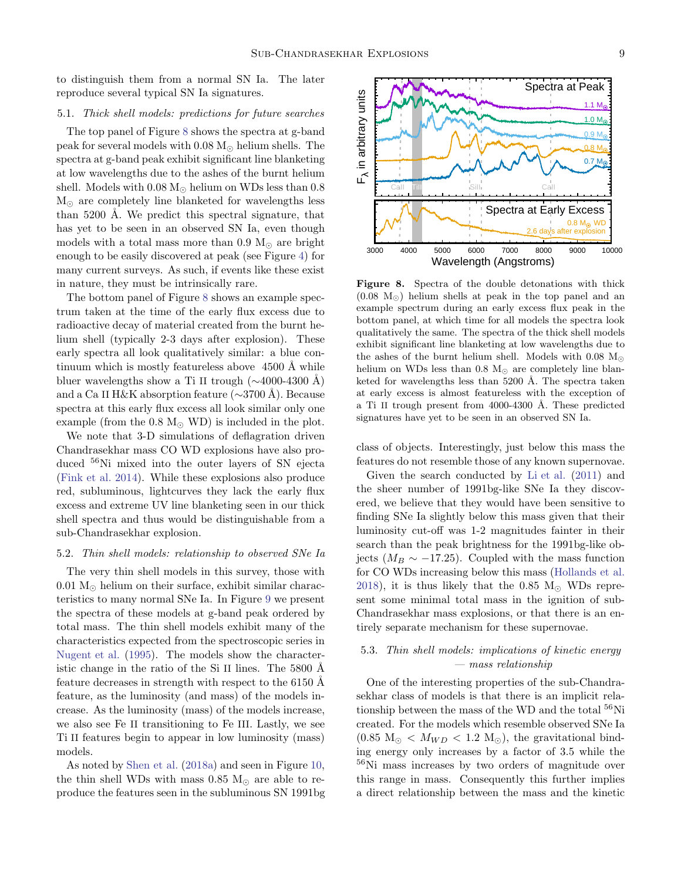to distinguish them from a normal SN Ia. The later reproduce several typical SN Ia signatures.

### 5.1. *Thick shell models: predictions for future searches*

The top panel of Figure 8 shows the spectra at g-band peak for several models with 0.08 $M_\odot$ helium shells. The spectra at g-band peak exhibit significant line blanketing at low wavelengths due to the ashes of the burnt helium shell. Models with 0.08 $M_\odot$ helium on WDs less than 0.8 $M_\odot$ are completely line blanketed for wavelengths less than 5200 Å. We predict this spectral signature, that has yet to be seen in an observed SN Ia, even though models with a total mass more than 0.9 $M_\odot$ are bright enough to be easily discovered at peak (see Figure 4) for many current surveys. As such, if events like these exist in nature, they must be intrinsically rare.

The bottom panel of Figure 8 shows an example spectrum taken at the time of the early flux excess due to radioactive decay of material created from the burnt helium shell (typically 2-3 days after explosion). These early spectra all look qualitatively similar: a blue continuum which is mostly featureless above 4500 Å while bluer wavelengths show a Ti II trough (∼4000-4300 Å) and a Ca II H&K absorption feature (∼3700 Å). Because spectra at this early flux excess all look similar only one example (from the 0.8 $M_\odot$ WD) is included in the plot.

We note that 3-D simulations of deflagration driven Chandrasekhar mass CO WD explosions have also produced $^{56}$Ni mixed into the outer layers of SN ejecta (Fink et al. 2014). While these explosions also produce red, subluminous, lightcurves they lack the early flux excess and extreme UV line blanketing seen in our thick shell spectra and thus would be distinguishable from a sub-Chandrasekhar explosion.

### 5.2. *Thin shell models: relationship to observed SNe Ia*

The very thin shell models in this survey, those with 0.01 $M_\odot$ helium on their surface, exhibit similar characteristics to many normal SNe Ia. In Figure 9 we present the spectra of these models at g-band peak ordered by total mass. The thin shell models exhibit many of the characteristics expected from the spectroscopic series in Nugent et al. (1995). The models show the characteristic change in the ratio of the Si II lines. The 5800 Å feature decreases in strength with respect to the 6150 Å feature, as the luminosity (and mass) of the models increase. As the luminosity (mass) of the models increase, we also see Fe II transitioning to Fe III. Lastly, we see Ti II features begin to appear in low luminosity (mass) models.

As noted by Shen et al. (2018a) and seen in Figure 10, the thin shell WDs with mass 0.85 $M_\odot$ are able to reproduce the features seen in the subluminous SN 1991bg class of objects. Interestingly, just below this mass the features do not resemble those of any known supernovae.

**Figure 8.** Spectra of the double detonations with thick (0.08 $M_\odot$) helium shells at peak in the top panel and an example spectrum during an early excess flux peak in the bottom panel, at which time for all models the spectra look qualitatively the same. The spectra of the thick shell models exhibit significant line blanketing at low wavelengths due to the ashes of the burnt helium shell. Models with 0.08 $M_\odot$ helium on WDs less than 0.8 $M_\odot$ are completely line blanketed for wavelengths less than 5200 Å. The spectra taken at early excess is almost featureless with the exception of a Ti II trough present from 4000-4300 Å. These predicted signatures have yet to be seen in an observed SN Ia.

Given the search conducted by Li et al. (2011) and the sheer number of 1991bg-like SNe Ia they discovered, we believe that they would have been sensitive to finding SNe Ia slightly below this mass given that their luminosity cut-off was 1-2 magnitudes fainter in their search than the peak brightness for the 1991bg-like objects ($M_B \sim -17.25$). Coupled with the mass function for CO WDs increasing below this mass (Hollands et al. 2018), it is thus likely that the 0.85 $M_\odot$ WDs represent some minimal total mass in the ignition of sub-Chandrasekhar mass explosions, or that there is an entirely separate mechanism for these supernovae.

### 5.3. *Thin shell models: implications of kinetic energy — mass relationship*

One of the interesting properties of the sub-Chandrasekhar class of models is that there is an implicit relationship between the mass of the WD and the total $^{56}$Ni created. For the models which resemble observed SNe Ia (0.85 $M_\odot$ < $M_{WD}$ < 1.2 $M_\odot$), the gravitational binding energy only increases by a factor of 3.5 while the $^{56}$Ni mass increases by two orders of magnitude over this range in mass. Consequently this further implies a direct relationship between the mass and the kinetic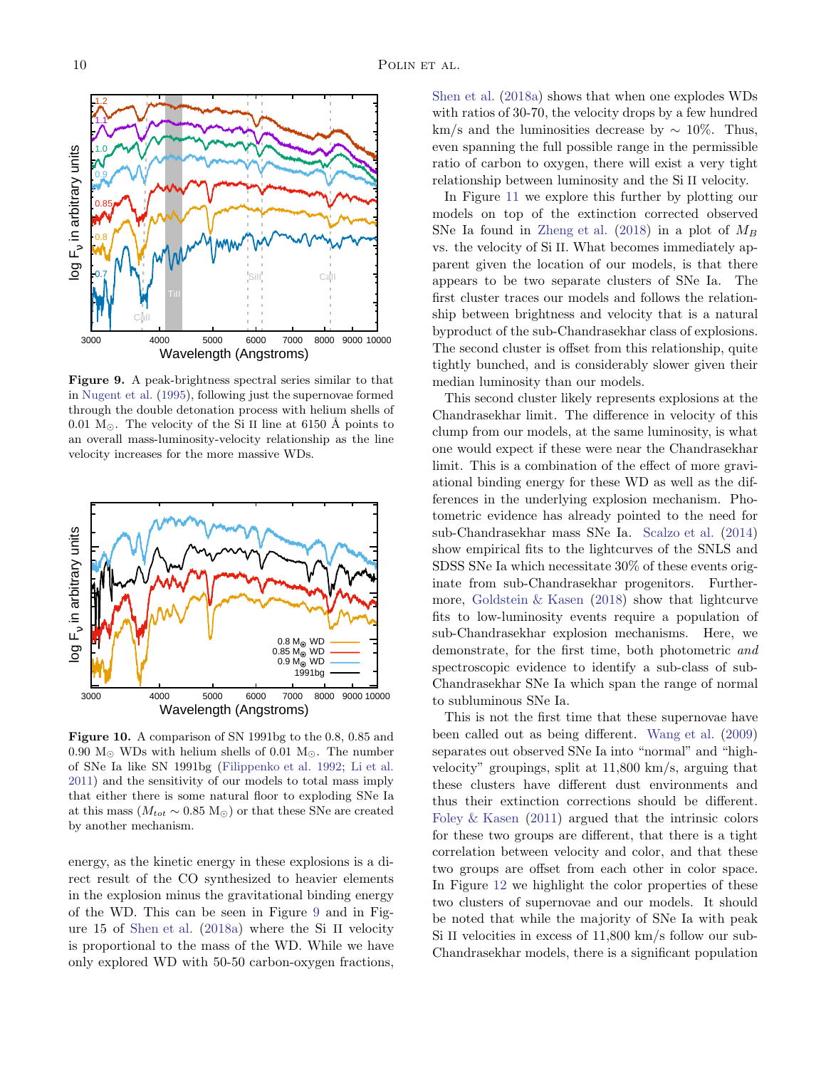**Figure 9.** A peak-brightness spectral series similar to that in Nugent et al. (1995), following just the supernovae formed through the double detonation process with helium shells of 0.01 M$_\odot$. The velocity of the Si II line at 6150 Å points to an overall mass-luminosity-velocity relationship as the line velocity increases for the more massive WDs.

**Figure 10.** A comparison of SN 1991bg to the 0.8, 0.85 and 0.90 M$_\odot$ WDs with helium shells of 0.01 M$_\odot$. The number of SNe Ia like SN 1991bg (Filippenko et al. 1992; Li et al. 2011) and the sensitivity of our models to total mass imply that either there is some natural floor to exploding SNe Ia at this mass ($M_{tot} \sim 0.85$ M$_\odot$) or that these SNe are created by another mechanism.

energy, as the kinetic energy in these explosions is a direct result of the CO synthesized to heavier elements in the explosion minus the gravitational binding energy of the WD. This can be seen in Figure 9 and in Figure 15 of Shen et al. (2018a) where the Si II velocity is proportional to the mass of the WD. While we have only explored WD with 50-50 carbon-oxygen fractions, Shen et al. (2018a) shows that when one explodes WDs with ratios of 30-70, the velocity drops by a few hundred km/s and the luminosities decrease by $\sim$ 10%. Thus, even spanning the full possible range in the permissible ratio of carbon to oxygen, there will exist a very tight relationship between luminosity and the Si II velocity.

In Figure 11 we explore this further by plotting our models on top of the extinction corrected observed SNe Ia found in Zheng et al. (2018) in a plot of $M_B$ vs. the velocity of Si II. What becomes immediately apparent given the location of our models, is that there appears to be two separate clusters of SNe Ia. The first cluster traces our models and follows the relationship between brightness and velocity that is a natural byproduct of the sub-Chandrasekhar class of explosions. The second cluster is offset from this relationship, quite tightly bunched, and is considerably slower given their median luminosity than our models.

This second cluster likely represents explosions at the Chandrasekhar limit. The difference in velocity of this clump from our models, at the same luminosity, is what one would expect if these were near the Chandrasekhar limit. This is a combination of the effect of more gravitational binding energy for these WD as well as the differences in the underlying explosion mechanism. Photometric evidence has already pointed to the need for sub-Chandrasekhar mass SNe Ia. Scalzo et al. (2014) show empirical fits to the lightcurves of the SNLS and SDSS SNe Ia which necessitate 30% of these events originate from sub-Chandrasekhar progenitors. Furthermore, Goldstein & Kasen (2018) show that lightcurve fits to low-luminosity events require a population of sub-Chandrasekhar explosion mechanisms. Here, we demonstrate, for the first time, both photometric *and* spectroscopic evidence to identify a sub-class of sub-Chandrasekhar SNe Ia which span the range of normal to subluminous SNe Ia.

This is not the first time that these supernovae have been called out as being different. Wang et al. (2009) separates out observed SNe Ia into "normal" and "high-velocity" groupings, split at 11,800 km/s, arguing that these clusters have different dust environments and thus their extinction corrections should be different. Foley & Kasen (2011) argued that the intrinsic colors for these two groups are different, that there is a tight correlation between velocity and color, and that these two groups are offset from each other in color space. In Figure 12 we highlight the color properties of these two clusters of supernovae and our models. It should be noted that while the majority of SNe Ia with peak Si II velocities in excess of 11,800 km/s follow our sub-Chandrasekhar models, there is a significant population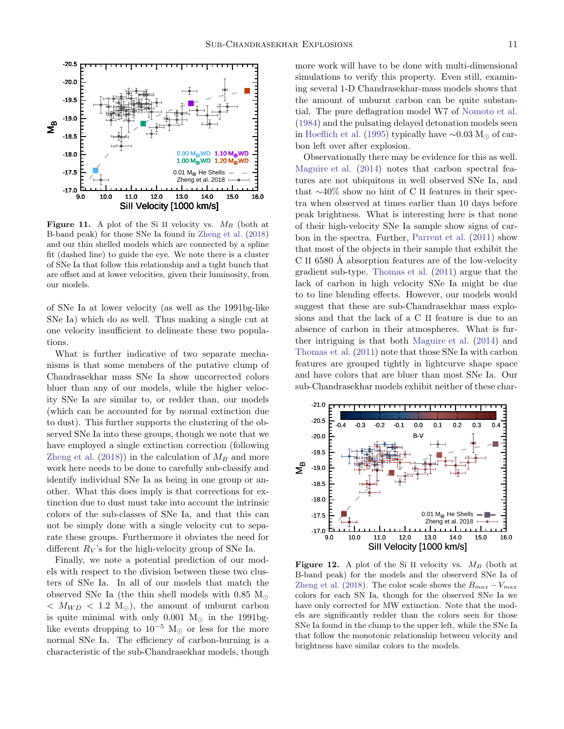**Figure 11.** A plot of the Si II velocity vs. $M_B$ (both at B-band peak) for those SNe Ia found in Zheng et al. (2018) and our thin shelled models which are connected by a spline fit (dashed line) to guide the eye. We note there is a cluster of SNe Ia that follow this relationship and a tight bunch that are offset and at lower velocities, given their luminosity, from our models.

of SNe Ia at lower velocity (as well as the 1991bg-like SNe Ia) which do as well. Thus making a single cut at one velocity insufficient to delineate these two populations.

What is further indicative of two separate mechanisms is that some members of the putative clump of Chandrasekhar mass SNe Ia show uncorrected colors bluer than any of our models, while the higher velocity SNe Ia are similar to, or redder than, our models (which can be accounted for by normal extinction due to dust). This further supports the clustering of the observed SNe Ia into these groups, though we note that we have employed a single extinction correction (following Zheng et al. (2018)) in the calculation of $M_B$ and more work here needs to be done to carefully sub-classify and identify individual SNe Ia as being in one group or another. What this does imply is that corrections for extinction due to dust must take into account the intrinsic colors of the sub-classes of SNe Ia, and that this can not be simply done with a single velocity cut to separate these groups. Furthermore it obviates the need for different $R_V$'s for the high-velocity group of SNe Ia.

Finally, we note a potential prediction of our models with respect to the division between these two clusters of SNe Ia. In all of our models that match the observed SNe Ia (the thin shell models with 0.85 $M_\odot$ $< M_{WD} <$ 1.2 $M_\odot$), the amount of unburnt carbon is quite minimal with only 0.001 $M_\odot$ in the 1991bg-like events dropping to $10^{-5}$ $M_\odot$ or less for the more normal SNe Ia. The efficiency of carbon-burning is a characteristic of the sub-Chandrasekhar models, though more work will have to be done with multi-dimensional simulations to verify this property. Even still, examining several 1-D Chandrasekhar-mass models shows that the amount of unburnt carbon can be quite substantial. The pure deflagration model W7 of Nomoto et al. (1984) and the pulsating delayed detonation models seen in Hoeflich et al. (1995) typically have $\sim$0.03 $M_\odot$ of carbon left over after explosion.

Observationally there may be evidence for this as well. Maguire et al. (2014) notes that carbon spectral features are not ubiquitous in well observed SNe Ia, and that $\sim$40% show no hint of C II features in their spectra when observed at times earlier than 10 days before peak brightness. What is interesting here is that none of their high-velocity SNe Ia sample show signs of carbon in the spectra. Further, Parrent et al. (2011) show that most of the objects in their sample that exhibit the C II 6580 Å absorption features are of the low-velocity gradient sub-type. Thomas et al. (2011) argue that the lack of carbon in high velocity SNe Ia might be due to to line blending effects. However, our models would suggest that these are sub-Chandrasekhar mass explosions and that the lack of a C II feature is due to an absence of carbon in their atmospheres. What is further intriguing is that both Maguire et al. (2014) and Thomas et al. (2011) note that those SNe Ia with carbon features are grouped tightly in lightcurve shape space and have colors that are bluer than most SNe Ia. Our sub-Chandrasekhar models exhibit neither of these char-

**Figure 12.** A plot of the Si II velocity vs. $M_B$ (both at B-band peak) for the models and the observed SNe Ia of Zheng et al. (2018). The color scale shows the $B_{max} - V_{max}$ colors for each SN Ia, though for the observed SNe Ia we have only corrected for MW extinction. Note that the models are significantly redder than the colors seen for those SNe Ia found in the clump to the upper left, while the SNe Ia that follow the monotonic relationship between velocity and brightness have similar colors to the models.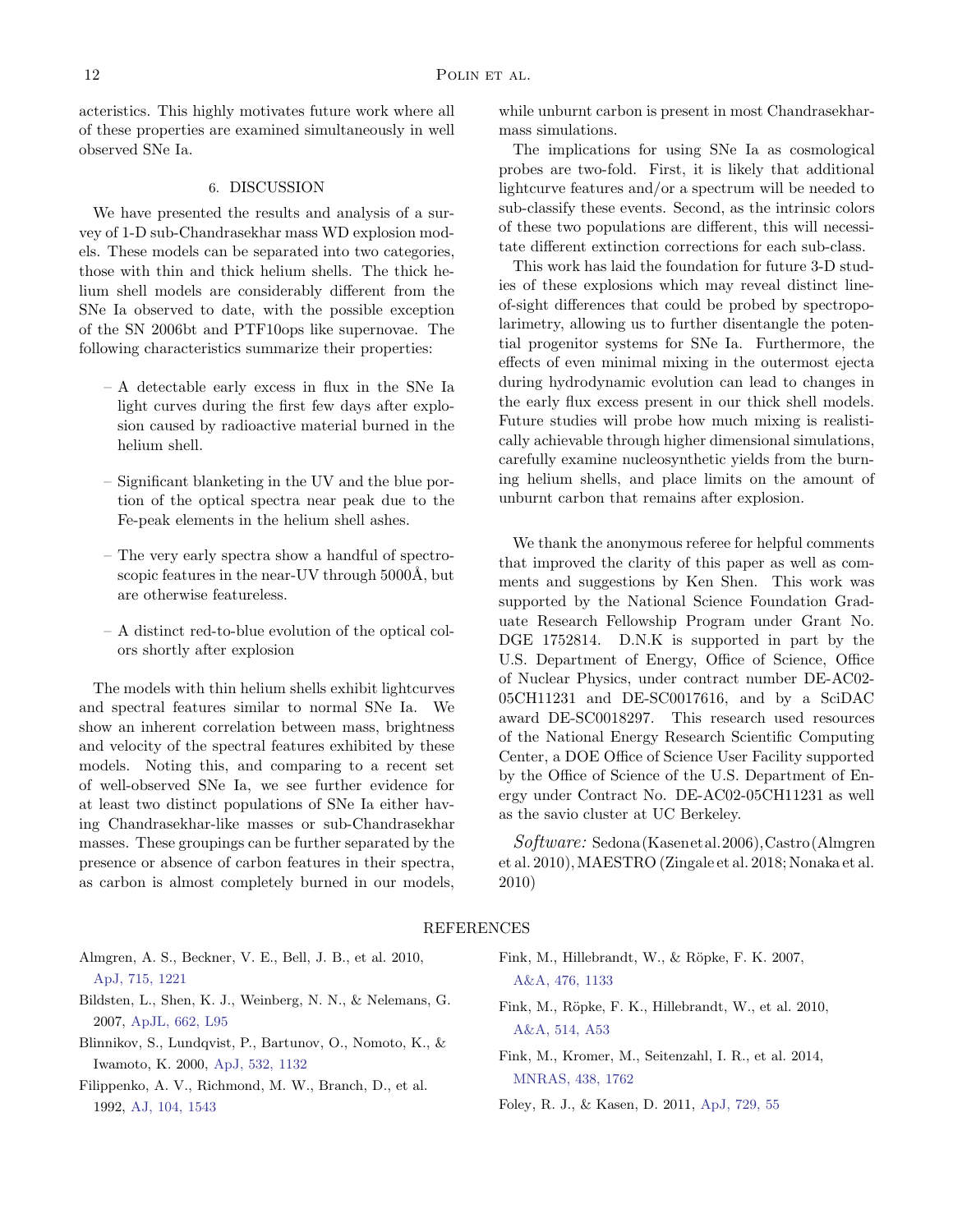acteristics. This highly motivates future work where all of these properties are examined simultaneously in well observed SNe Ia.

## 6. DISCUSSION

We have presented the results and analysis of a survey of 1-D sub-Chandrasekhar mass WD explosion models. These models can be separated into two categories, those with thin and thick helium shells. The thick helium shell models are considerably different from the SNe Ia observed to date, with the possible exception of the SN 2006bt and PTF10ops like supernovae. The following characteristics summarize their properties:

- A detectable early excess in flux in the SNe Ia light curves during the first few days after explosion caused by radioactive material burned in the helium shell.
- Significant blanketing in the UV and the blue portion of the optical spectra near peak due to the Fe-peak elements in the helium shell ashes.
- The very early spectra show a handful of spectroscopic features in the near-UV through 5000Å, but are otherwise featureless.
- A distinct red-to-blue evolution of the optical colors shortly after explosion

The models with thin helium shells exhibit lightcurves and spectral features similar to normal SNe Ia. We show an inherent correlation between mass, brightness and velocity of the spectral features exhibited by these models. Noting this, and comparing to a recent set of well-observed SNe Ia, we see further evidence for at least two distinct populations of SNe Ia either having Chandrasekhar-like masses or sub-Chandrasekhar masses. These groupings can be further separated by the presence or absence of carbon features in their spectra, as carbon is almost completely burned in our models, while unburnt carbon is present in most Chandrasekhar-mass simulations.

The implications for using SNe Ia as cosmological probes are two-fold. First, it is likely that additional lightcurve features and/or a spectrum will be needed to sub-classify these events. Second, as the intrinsic colors of these two populations are different, this will necessitate different extinction corrections for each sub-class.

This work has laid the foundation for future 3-D studies of these explosions which may reveal distinct line-of-sight differences that could be probed by spectropolarimetry, allowing us to further disentangle the potential progenitor systems for SNe Ia. Furthermore, the effects of even minimal mixing in the outermost ejecta during hydrodynamic evolution can lead to changes in the early flux excess present in our thick shell models. Future studies will probe how much mixing is realistically achievable through higher dimensional simulations, carefully examine nucleosynthetic yields from the burning helium shells, and place limits on the amount of unburnt carbon that remains after explosion.

We thank the anonymous referee for helpful comments that improved the clarity of this paper as well as comments and suggestions by Ken Shen. This work was supported by the National Science Foundation Graduate Research Fellowship Program under Grant No. DGE 1752814. D.N.K is supported in part by the U.S. Department of Energy, Office of Science, Office of Nuclear Physics, under contract number DE-AC02-05CH11231 and DE-SC0017616, and by a SciDAC award DE-SC0018297. This research used resources of the National Energy Research Scientific Computing Center, a DOE Office of Science User Facility supported by the Office of Science of the U.S. Department of Energy under Contract No. DE-AC02-05CH11231 as well as the savio cluster at UC Berkeley.

*Software:* Sedona (Kasen et al. 2006), Castro (Almgren et al. 2010), MAESTRO (Zingale et al. 2018; Nonaka et al. 2010)

## REFERENCES

Almgren, A. S., Beckner, V. E., Bell, J. B., et al. 2010, ApJ, 715, 1221

Bildsten, L., Shen, K. J., Weinberg, N. N., & Nelemans, G. 2007, ApJL, 662, L95

Blinnikov, S., Lundqvist, P., Bartunov, O., Nomoto, K., & Iwamoto, K. 2000, ApJ, 532, 1132

Filippenko, A. V., Richmond, M. W., Branch, D., et al. 1992, AJ, 104, 1543

Fink, M., Hillebrandt, W., & Röpke, F. K. 2007, A&A, 476, 1133

Fink, M., Röpke, F. K., Hillebrandt, W., et al. 2010, A&A, 514, A53

Fink, M., Kromer, M., Seitenzahl, I. R., et al. 2014, MNRAS, 438, 1762

Foley, R. J., & Kasen, D. 2011, ApJ, 729, 55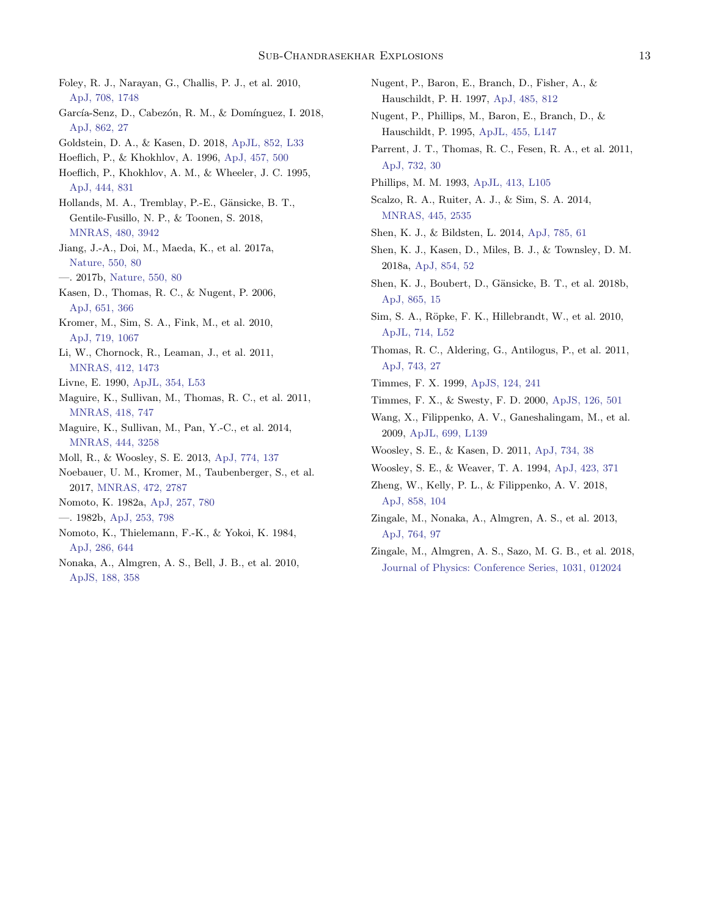Foley, R. J., Narayan, G., Challis, P. J., et al. 2010, ApJ, 708, 1748

García-Senz, D., Cabezón, R. M., & Domínguez, I. 2018, ApJ, 862, 27

Goldstein, D. A., & Kasen, D. 2018, ApJL, 852, L33

Hoeflich, P., & Khokhlov, A. 1996, ApJ, 457, 500

Hoeflich, P., Khokhlov, A. M., & Wheeler, J. C. 1995, ApJ, 444, 831

Hollands, M. A., Tremblay, P.-E., Gänsicke, B. T., Gentile-Fusillo, N. P., & Toonen, S. 2018, MNRAS, 480, 3942

Jiang, J.-A., Doi, M., Maeda, K., et al. 2017a, Nature, 550, 80

—. 2017b, Nature, 550, 80

Kasen, D., Thomas, R. C., & Nugent, P. 2006, ApJ, 651, 366

Kromer, M., Sim, S. A., Fink, M., et al. 2010, ApJ, 719, 1067

Li, W., Chornock, R., Leaman, J., et al. 2011, MNRAS, 412, 1473

Livne, E. 1990, ApJL, 354, L53

Maguire, K., Sullivan, M., Thomas, R. C., et al. 2011, MNRAS, 418, 747

Maguire, K., Sullivan, M., Pan, Y.-C., et al. 2014, MNRAS, 444, 3258

Moll, R., & Woosley, S. E. 2013, ApJ, 774, 137

Noebauer, U. M., Kromer, M., Taubenberger, S., et al. 2017, MNRAS, 472, 2787

Nomoto, K. 1982a, ApJ, 257, 780

—. 1982b, ApJ, 253, 798

Nomoto, K., Thielemann, F.-K., & Yokoi, K. 1984, ApJ, 286, 644

Nonaka, A., Almgren, A. S., Bell, J. B., et al. 2010, ApJS, 188, 358

Nugent, P., Baron, E., Branch, D., Fisher, A., & Hauschildt, P. H. 1997, ApJ, 485, 812

Nugent, P., Phillips, M., Baron, E., Branch, D., & Hauschildt, P. 1995, ApJL, 455, L147

Parrent, J. T., Thomas, R. C., Fesen, R. A., et al. 2011, ApJ, 732, 30

Phillips, M. M. 1993, ApJL, 413, L105

Scalzo, R. A., Ruiter, A. J., & Sim, S. A. 2014, MNRAS, 445, 2535

Shen, K. J., & Bildsten, L. 2014, ApJ, 785, 61

Shen, K. J., Kasen, D., Miles, B. J., & Townsley, D. M. 2018a, ApJ, 854, 52

Shen, K. J., Boubert, D., Gänsicke, B. T., et al. 2018b, ApJ, 865, 15

Sim, S. A., Röpke, F. K., Hillebrandt, W., et al. 2010, ApJL, 714, L52

Thomas, R. C., Aldering, G., Antilogus, P., et al. 2011, ApJ, 743, 27

Timmes, F. X. 1999, ApJS, 124, 241

Timmes, F. X., & Swesty, F. D. 2000, ApJS, 126, 501

Wang, X., Filippenko, A. V., Ganeshalingam, M., et al. 2009, ApJL, 699, L139

Woosley, S. E., & Kasen, D. 2011, ApJ, 734, 38

Woosley, S. E., & Weaver, T. A. 1994, ApJ, 423, 371

Zheng, W., Kelly, P. L., & Filippenko, A. V. 2018, ApJ, 858, 104

Zingale, M., Nonaka, A., Almgren, A. S., et al. 2013, ApJ, 764, 97

Zingale, M., Almgren, A. S., Sazo, M. G. B., et al. 2018, Journal of Physics: Conference Series, 1031, 012024